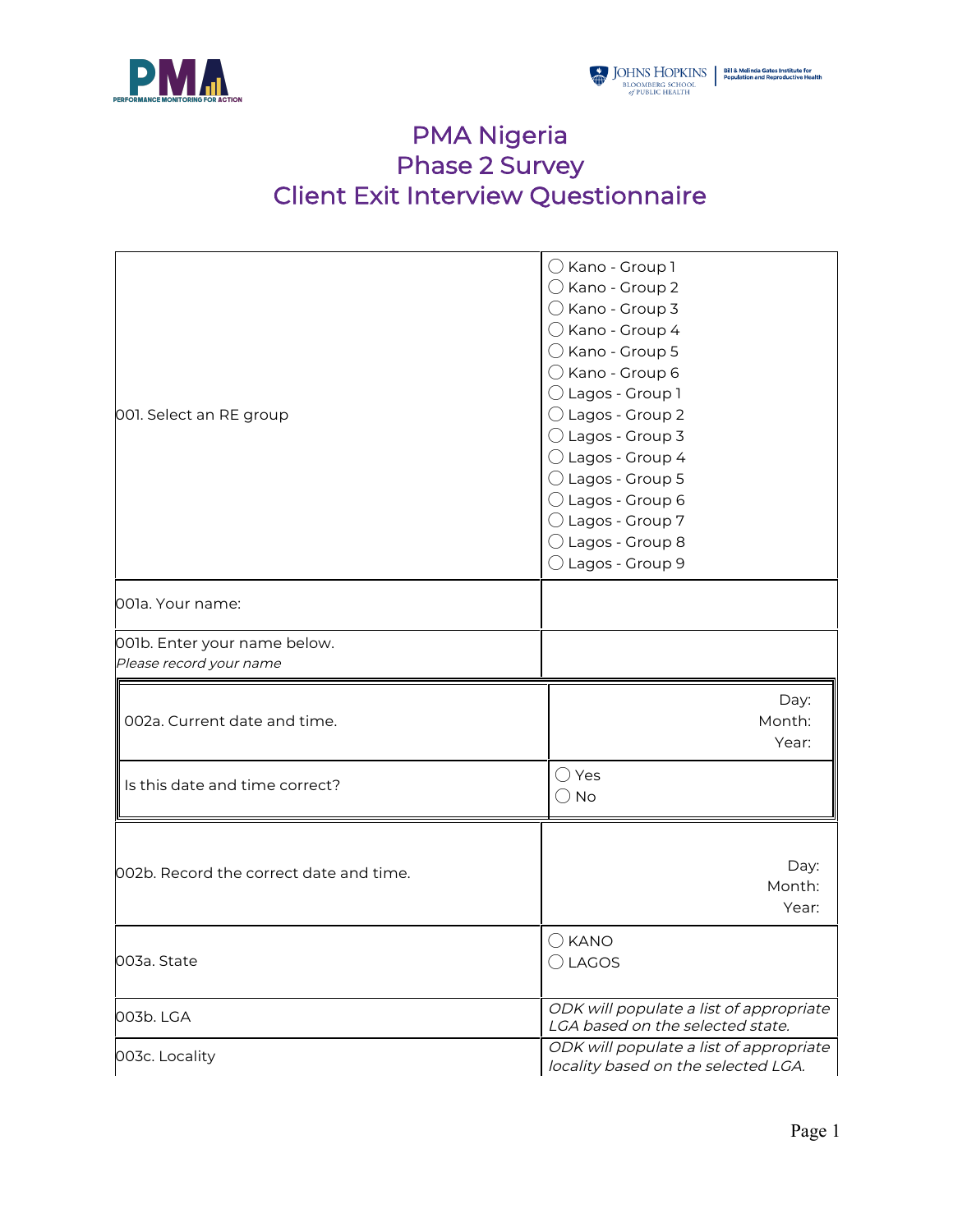# PMA Nigeria
# Phase 2 Survey
# Client Exit Interview Questionnaire

| | |
|---|---|
| 001. Select an RE group | ◯ Kano - Group 1<br>◯ Kano - Group 2<br>◯ Kano - Group 3<br>◯ Kano - Group 4<br>◯ Kano - Group 5<br>◯ Kano - Group 6<br>◯ Lagos - Group 1<br>◯ Lagos - Group 2<br>◯ Lagos - Group 3<br>◯ Lagos - Group 4<br>◯ Lagos - Group 5<br>◯ Lagos - Group 6<br>◯ Lagos - Group 7<br>◯ Lagos - Group 8<br>◯ Lagos - Group 9 |
| 001a. Your name: | |
| 001b. Enter your name below.<br>*Please record your name* | |
| 002a. Current date and time. | Day:<br>Month:<br>Year: |
| Is this date and time correct? | ◯ Yes<br>◯ No |
| 002b. Record the correct date and time. | Day:<br>Month:<br>Year: |
| 003a. State | ◯ KANO<br>◯ LAGOS |
| 003b. LGA | *ODK will populate a list of appropriate LGA based on the selected state.* |
| 003c. Locality | *ODK will populate a list of appropriate locality based on the selected LGA.* |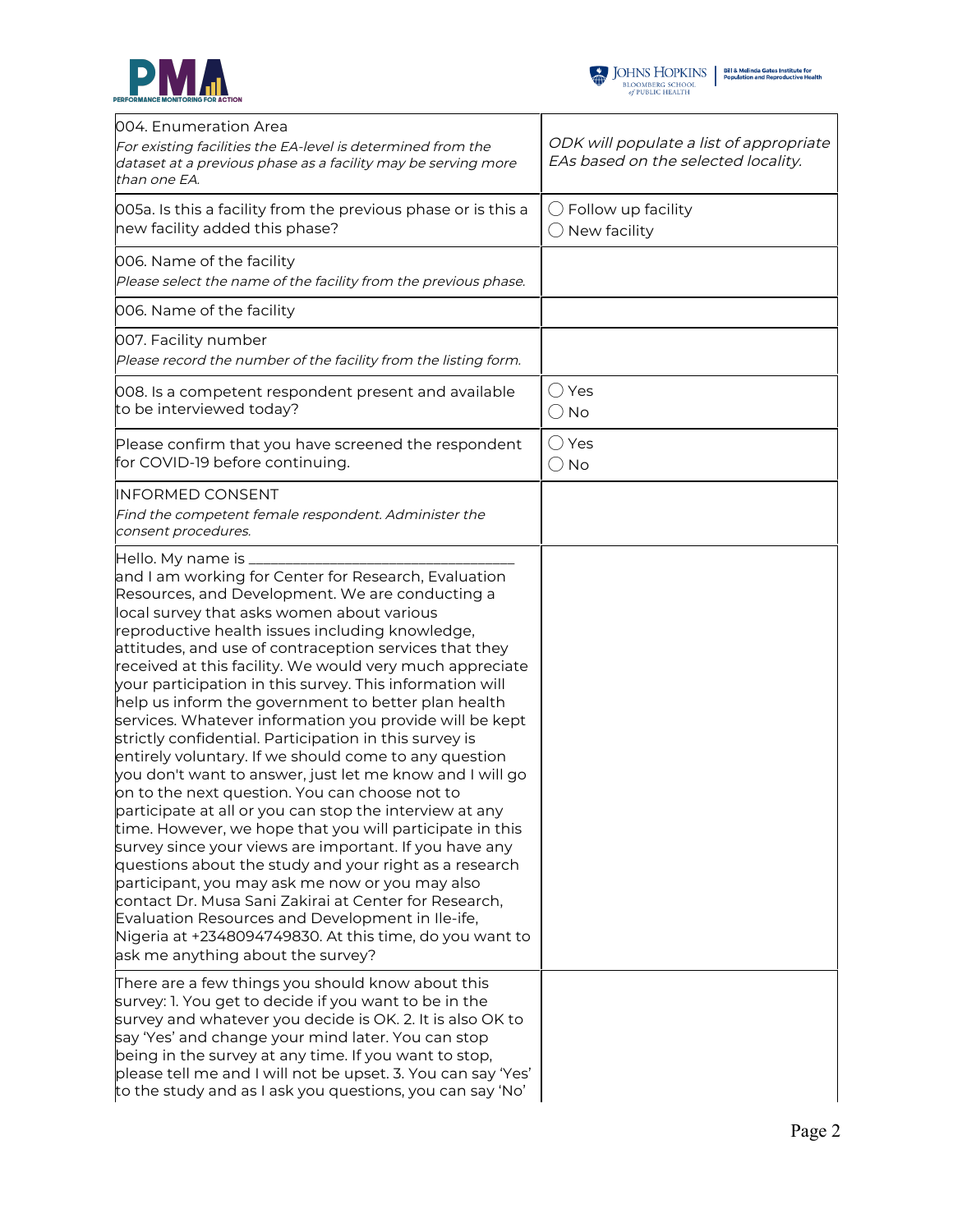| | |
|---|---|
| 004. Enumeration Area<br>*For existing facilities the EA-level is determined from the dataset at a previous phase as a facility may be serving more than one EA.* | *ODK will populate a list of appropriate EAs based on the selected locality.* |
| 005a. Is this a facility from the previous phase or is this a new facility added this phase? | ◯ Follow up facility<br>◯ New facility |
| 006. Name of the facility<br>*Please select the name of the facility from the previous phase.* | |
| 006. Name of the facility | |
| 007. Facility number<br>*Please record the number of the facility from the listing form.* | |
| 008. Is a competent respondent present and available to be interviewed today? | ◯ Yes<br>◯ No |
| Please confirm that you have screened the respondent for COVID-19 before continuing. | ◯ Yes<br>◯ No |
| INFORMED CONSENT<br>*Find the competent female respondent. Administer the consent procedures.* | |
| Hello. My name is ______________________________ and I am working for Center for Research, Evaluation Resources, and Development. We are conducting a local survey that asks women about various reproductive health issues including knowledge, attitudes, and use of contraception services that they received at this facility. We would very much appreciate your participation in this survey. This information will help us inform the government to better plan health services. Whatever information you provide will be kept strictly confidential. Participation in this survey is entirely voluntary. If we should come to any question you don't want to answer, just let me know and I will go on to the next question. You can choose not to participate at all or you can stop the interview at any time. However, we hope that you will participate in this survey since your views are important. If you have any questions about the study and your right as a research participant, you may ask me now or you may also contact Dr. Musa Sani Zakirai at Center for Research, Evaluation Resources and Development in Ile-ife, Nigeria at +2348094749830. At this time, do you want to ask me anything about the survey? | |
| There are a few things you should know about this survey: 1. You get to decide if you want to be in the survey and whatever you decide is OK. 2. It is also OK to say 'Yes' and change your mind later. You can stop being in the survey at any time. If you want to stop, please tell me and I will not be upset. 3. You can say 'Yes' to the study and as I ask you questions, you can say 'No' | |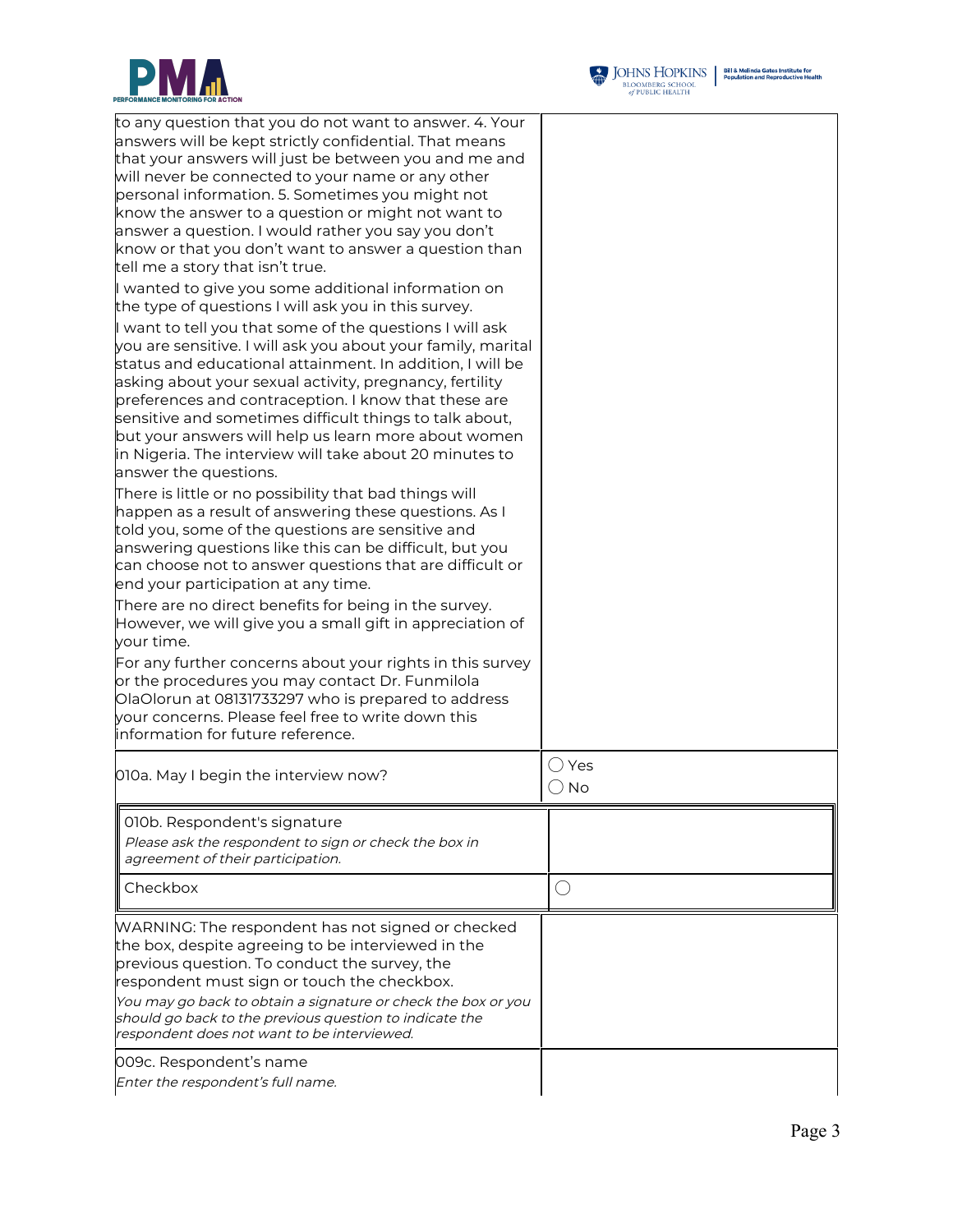| | |
|---|---|
| to any question that you do not want to answer. 4. Your answers will be kept strictly confidential. That means that your answers will just be between you and me and will never be connected to your name or any other personal information. 5. Sometimes you might not know the answer to a question or might not want to answer a question. I would rather you say you don't know or that you don't want to answer a question than tell me a story that isn't true.<br><br>I wanted to give you some additional information on the type of questions I will ask you in this survey.<br><br>I want to tell you that some of the questions I will ask you are sensitive. I will ask you about your family, marital status and educational attainment. In addition, I will be asking about your sexual activity, pregnancy, fertility preferences and contraception. I know that these are sensitive and sometimes difficult things to talk about, but your answers will help us learn more about women in Nigeria. The interview will take about 20 minutes to answer the questions.<br><br>There is little or no possibility that bad things will happen as a result of answering these questions. As I told you, some of the questions are sensitive and answering questions like this can be difficult, but you can choose not to answer questions that are difficult or end your participation at any time.<br><br>There are no direct benefits for being in the survey. However, we will give you a small gift in appreciation of your time.<br><br>For any further concerns about your rights in this survey or the procedures you may contact Dr. Funmilola OlaOlorun at 08131733297 who is prepared to address your concerns. Please feel free to write down this information for future reference. | |
| 010a. May I begin the interview now? | ◯ Yes<br>◯ No |

| | |
|---|---|
| 010b. Respondent's signature<br>*Please ask the respondent to sign or check the box in agreement of their participation.* | |
| Checkbox | ◯ |

| | |
|---|---|
| WARNING: The respondent has not signed or checked the box, despite agreeing to be interviewed in the previous question. To conduct the survey, the respondent must sign or touch the checkbox.<br>*You may go back to obtain a signature or check the box or you should go back to the previous question to indicate the respondent does not want to be interviewed.* | |
| 009c. Respondent's name<br>*Enter the respondent's full name.* | |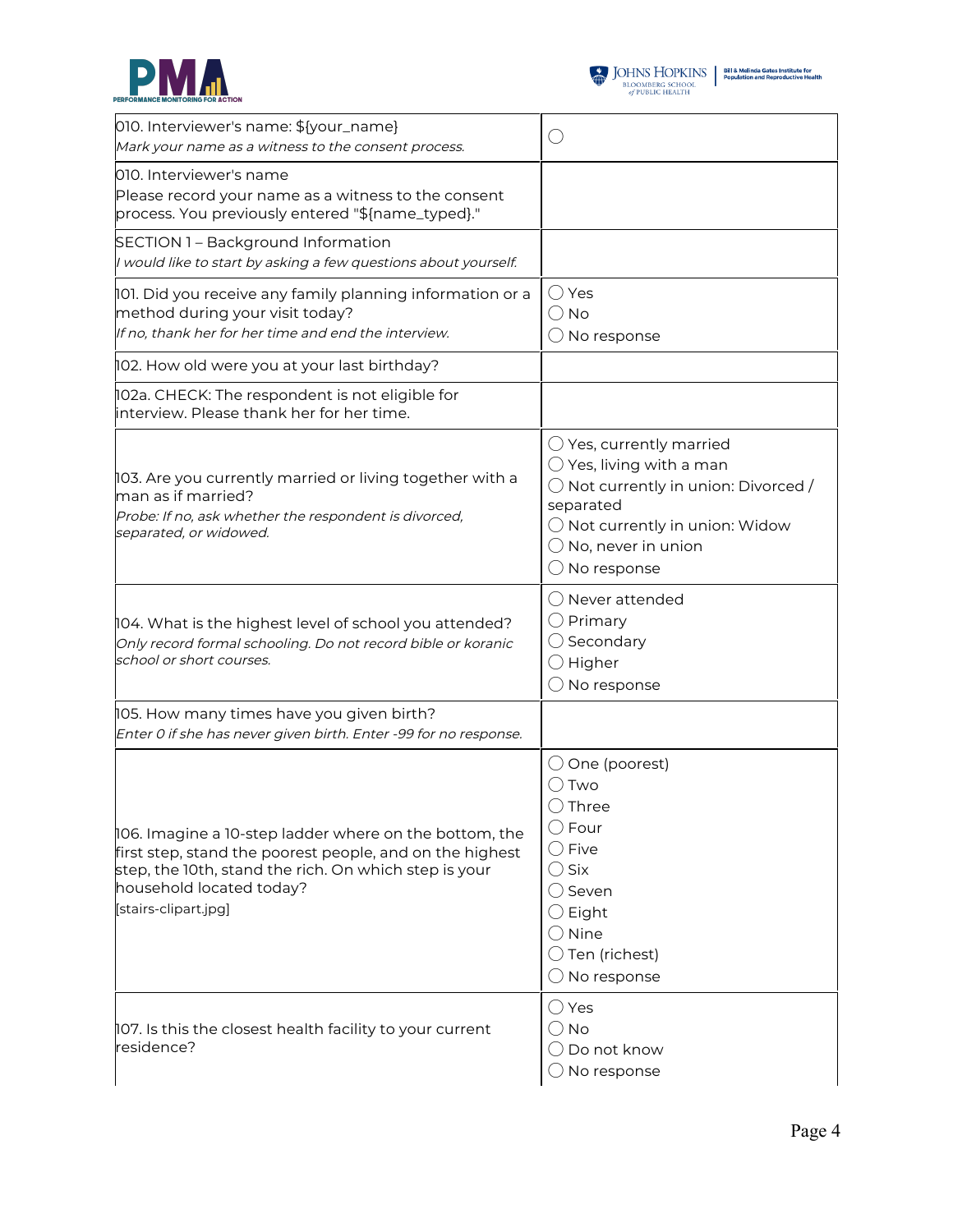| | |
|---|---|
| 010. Interviewer's name: ${your_name}<br>*Mark your name as a witness to the consent process.* | ◯ |
| 010. Interviewer's name<br>Please record your name as a witness to the consent process. You previously entered "${name_typed}." | |
| SECTION 1 – Background Information<br>*I would like to start by asking a few questions about yourself.* | |
| 101. Did you receive any family planning information or a method during your visit today?<br>*If no, thank her for her time and end the interview.* | ◯ Yes<br>◯ No<br>◯ No response |
| 102. How old were you at your last birthday? | |
| 102a. CHECK: The respondent is not eligible for interview. Please thank her for her time. | |
| 103. Are you currently married or living together with a man as if married?<br>*Probe: If no, ask whether the respondent is divorced, separated, or widowed.* | ◯ Yes, currently married<br>◯ Yes, living with a man<br>◯ Not currently in union: Divorced / separated<br>◯ Not currently in union: Widow<br>◯ No, never in union<br>◯ No response |
| 104. What is the highest level of school you attended?<br>*Only record formal schooling. Do not record bible or koranic school or short courses.* | ◯ Never attended<br>◯ Primary<br>◯ Secondary<br>◯ Higher<br>◯ No response |
| 105. How many times have you given birth?<br>*Enter 0 if she has never given birth. Enter -99 for no response.* | |
| 106. Imagine a 10-step ladder where on the bottom, the first step, stand the poorest people, and on the highest step, the 10th, stand the rich. On which step is your household located today?<br>[stairs-clipart.jpg] | ◯ One (poorest)<br>◯ Two<br>◯ Three<br>◯ Four<br>◯ Five<br>◯ Six<br>◯ Seven<br>◯ Eight<br>◯ Nine<br>◯ Ten (richest)<br>◯ No response |
| 107. Is this the closest health facility to your current residence? | ◯ Yes<br>◯ No<br>◯ Do not know<br>◯ No response |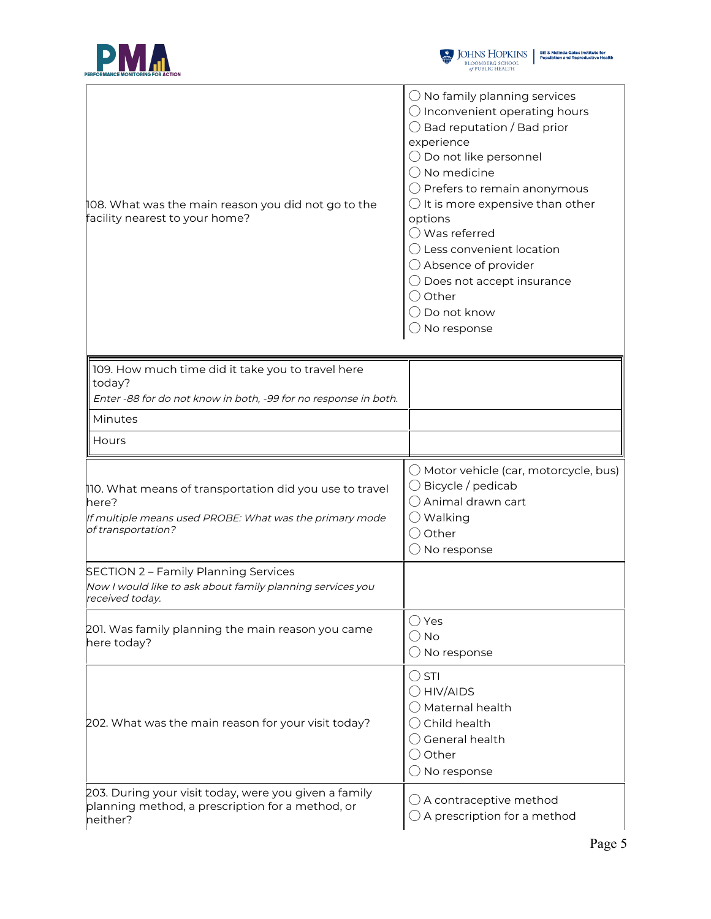| | |
|---|---|
| 108. What was the main reason you did not go to the facility nearest to your home? | ◯ No family planning services<br>◯ Inconvenient operating hours<br>◯ Bad reputation / Bad prior experience<br>◯ Do not like personnel<br>◯ No medicine<br>◯ Prefers to remain anonymous<br>◯ It is more expensive than other options<br>◯ Was referred<br>◯ Less convenient location<br>◯ Absence of provider<br>◯ Does not accept insurance<br>◯ Other<br>◯ Do not know<br>◯ No response |

| | |
|---|---|
| 109. How much time did it take you to travel here today?<br>*Enter -88 for do not know in both, -99 for no response in both.* | |
| Minutes | |
| Hours | |

| | |
|---|---|
| 110. What means of transportation did you use to travel here?<br>*If multiple means used PROBE: What was the primary mode of transportation?* | ◯ Motor vehicle (car, motorcycle, bus)<br>◯ Bicycle / pedicab<br>◯ Animal drawn cart<br>◯ Walking<br>◯ Other<br>◯ No response |
| SECTION 2 – Family Planning Services<br>*Now I would like to ask about family planning services you received today.* | |
| 201. Was family planning the main reason you came here today? | ◯ Yes<br>◯ No<br>◯ No response |
| 202. What was the main reason for your visit today? | ◯ STI<br>◯ HIV/AIDS<br>◯ Maternal health<br>◯ Child health<br>◯ General health<br>◯ Other<br>◯ No response |
| 203. During your visit today, were you given a family planning method, a prescription for a method, or neither? | ◯ A contraceptive method<br>◯ A prescription for a method |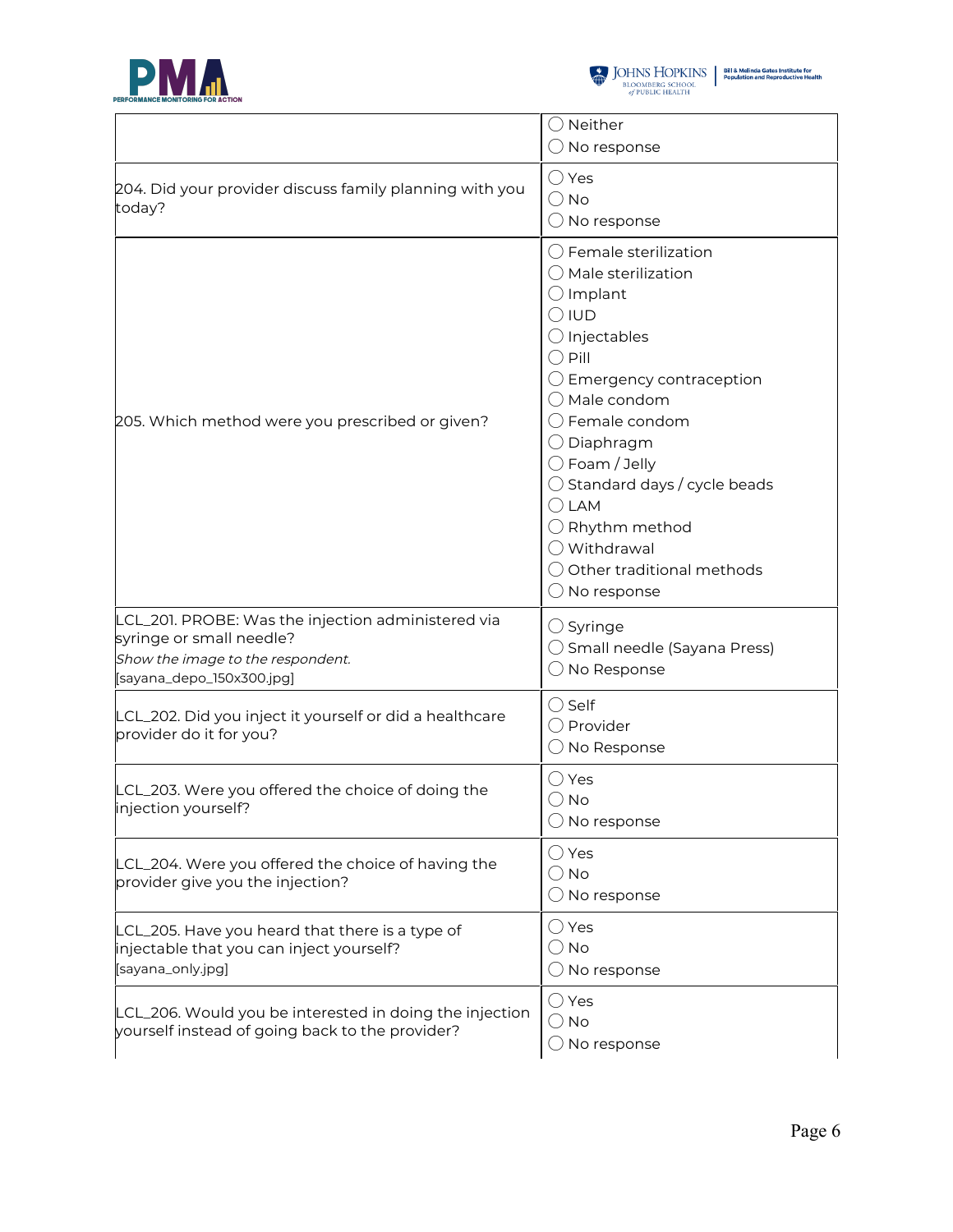| | |
|---|---|
| | ◯ Neither<br>◯ No response |
| 204. Did your provider discuss family planning with you today? | ◯ Yes<br>◯ No<br>◯ No response |
| 205. Which method were you prescribed or given? | ◯ Female sterilization<br>◯ Male sterilization<br>◯ Implant<br>◯ IUD<br>◯ Injectables<br>◯ Pill<br>◯ Emergency contraception<br>◯ Male condom<br>◯ Female condom<br>◯ Diaphragm<br>◯ Foam / Jelly<br>◯ Standard days / cycle beads<br>◯ LAM<br>◯ Rhythm method<br>◯ Withdrawal<br>◯ Other traditional methods<br>◯ No response |
| LCL_201. PROBE: Was the injection administered via syringe or small needle?<br>*Show the image to the respondent.*<br>[sayana_depo_150x300.jpg] | ◯ Syringe<br>◯ Small needle (Sayana Press)<br>◯ No Response |
| LCL_202. Did you inject it yourself or did a healthcare provider do it for you? | ◯ Self<br>◯ Provider<br>◯ No Response |
| LCL_203. Were you offered the choice of doing the injection yourself? | ◯ Yes<br>◯ No<br>◯ No response |
| LCL_204. Were you offered the choice of having the provider give you the injection? | ◯ Yes<br>◯ No<br>◯ No response |
| LCL_205. Have you heard that there is a type of injectable that you can inject yourself?<br>[sayana_only.jpg] | ◯ Yes<br>◯ No<br>◯ No response |
| LCL_206. Would you be interested in doing the injection yourself instead of going back to the provider? | ◯ Yes<br>◯ No<br>◯ No response |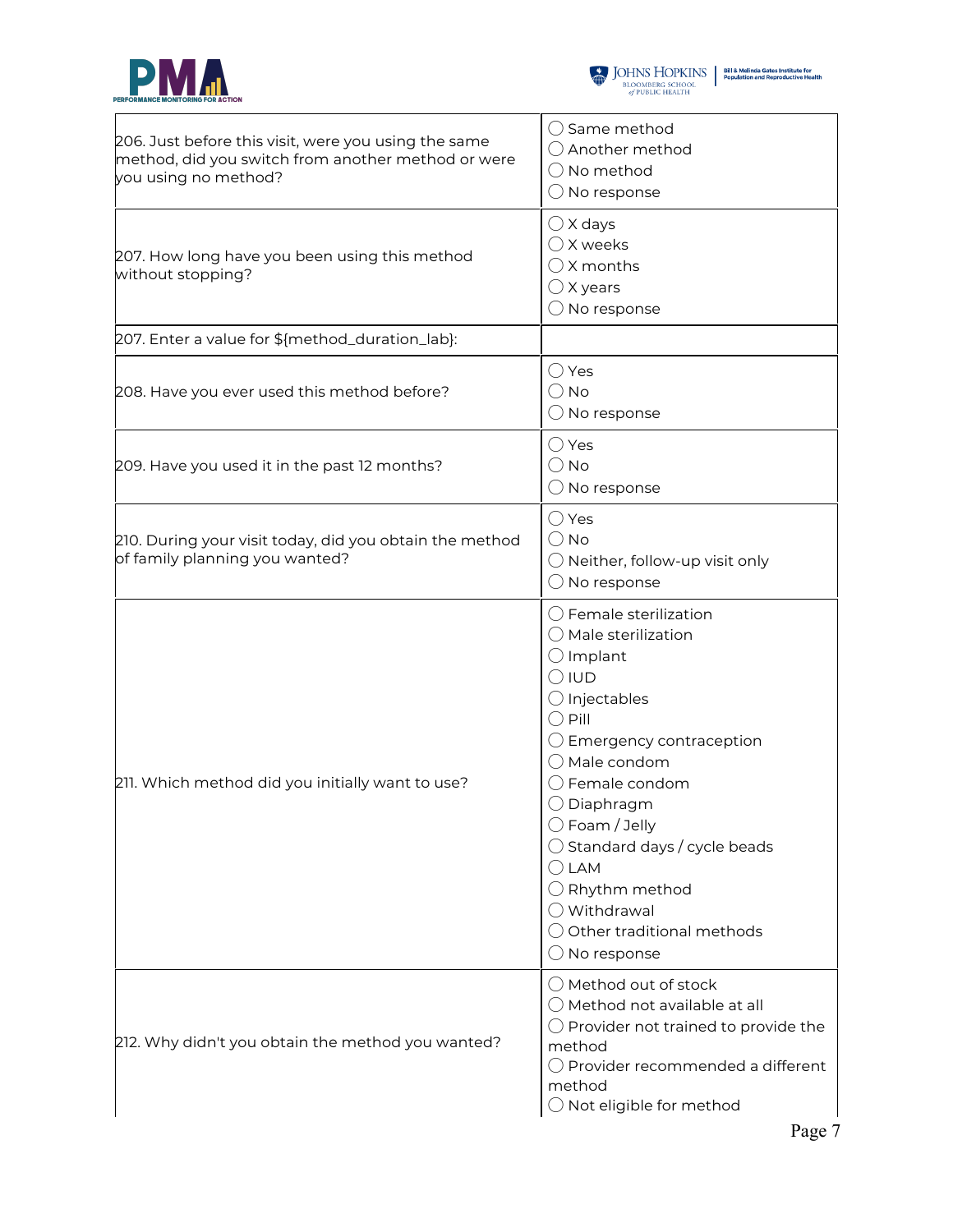| Question | Response options |
|---|---|
| 206. Just before this visit, were you using the same method, did you switch from another method or were you using no method? | ◯ Same method<br>◯ Another method<br>◯ No method<br>◯ No response |
| 207. How long have you been using this method without stopping? | ◯ X days<br>◯ X weeks<br>◯ X months<br>◯ X years<br>◯ No response |
| 207. Enter a value for ${method_duration_lab}: | |
| 208. Have you ever used this method before? | ◯ Yes<br>◯ No<br>◯ No response |
| 209. Have you used it in the past 12 months? | ◯ Yes<br>◯ No<br>◯ No response |
| 210. During your visit today, did you obtain the method of family planning you wanted? | ◯ Yes<br>◯ No<br>◯ Neither, follow-up visit only<br>◯ No response |
| 211. Which method did you initially want to use? | ◯ Female sterilization<br>◯ Male sterilization<br>◯ Implant<br>◯ IUD<br>◯ Injectables<br>◯ Pill<br>◯ Emergency contraception<br>◯ Male condom<br>◯ Female condom<br>◯ Diaphragm<br>◯ Foam / Jelly<br>◯ Standard days / cycle beads<br>◯ LAM<br>◯ Rhythm method<br>◯ Withdrawal<br>◯ Other traditional methods<br>◯ No response |
| 212. Why didn't you obtain the method you wanted? | ◯ Method out of stock<br>◯ Method not available at all<br>◯ Provider not trained to provide the method<br>◯ Provider recommended a different method<br>◯ Not eligible for method |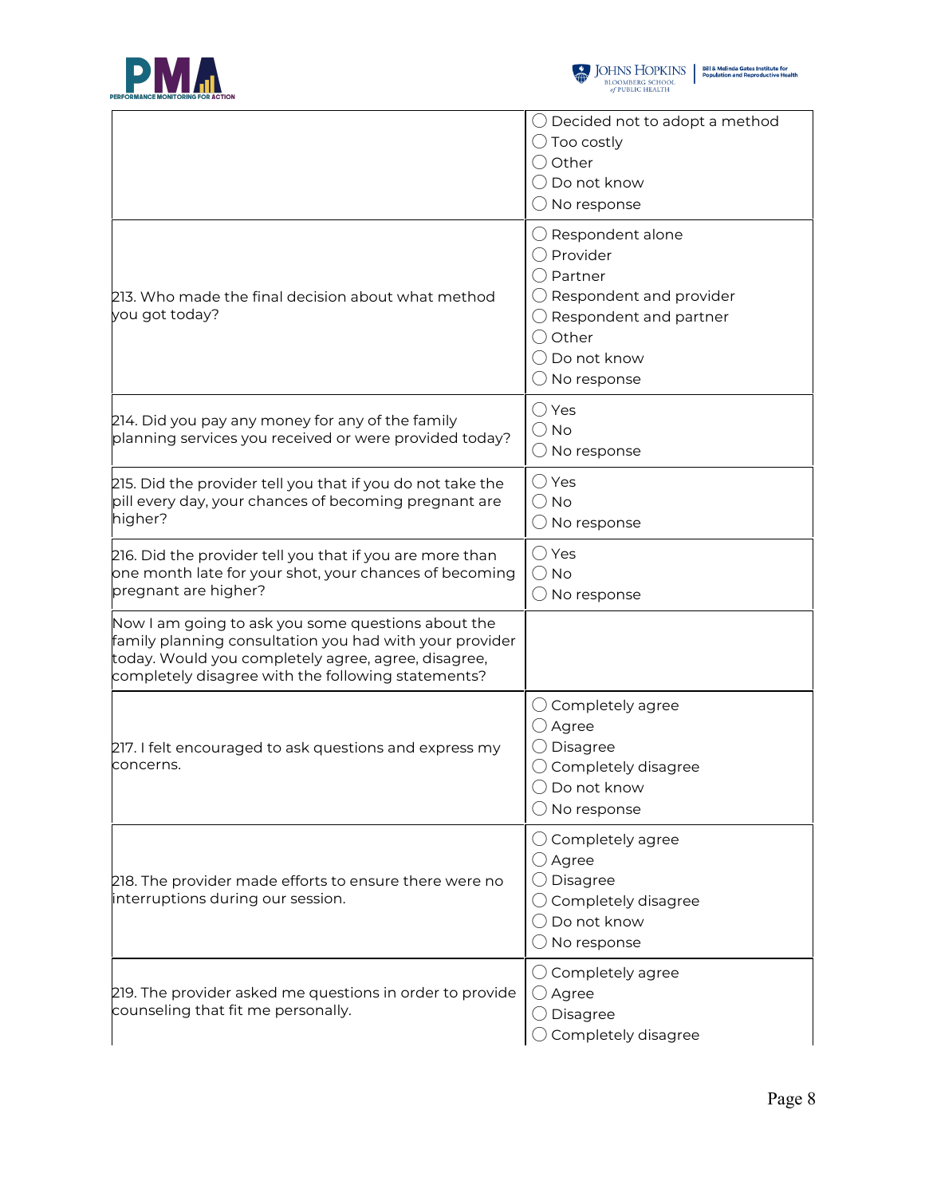| | |
|---|---|
| | ◯ Decided not to adopt a method<br>◯ Too costly<br>◯ Other<br>◯ Do not know<br>◯ No response |
| 213. Who made the final decision about what method you got today? | ◯ Respondent alone<br>◯ Provider<br>◯ Partner<br>◯ Respondent and provider<br>◯ Respondent and partner<br>◯ Other<br>◯ Do not know<br>◯ No response |
| 214. Did you pay any money for any of the family planning services you received or were provided today? | ◯ Yes<br>◯ No<br>◯ No response |
| 215. Did the provider tell you that if you do not take the pill every day, your chances of becoming pregnant are higher? | ◯ Yes<br>◯ No<br>◯ No response |
| 216. Did the provider tell you that if you are more than one month late for your shot, your chances of becoming pregnant are higher? | ◯ Yes<br>◯ No<br>◯ No response |
| Now I am going to ask you some questions about the family planning consultation you had with your provider today. Would you completely agree, agree, disagree, completely disagree with the following statements? | |
| 217. I felt encouraged to ask questions and express my concerns. | ◯ Completely agree<br>◯ Agree<br>◯ Disagree<br>◯ Completely disagree<br>◯ Do not know<br>◯ No response |
| 218. The provider made efforts to ensure there were no interruptions during our session. | ◯ Completely agree<br>◯ Agree<br>◯ Disagree<br>◯ Completely disagree<br>◯ Do not know<br>◯ No response |
| 219. The provider asked me questions in order to provide counseling that fit me personally. | ◯ Completely agree<br>◯ Agree<br>◯ Disagree<br>◯ Completely disagree |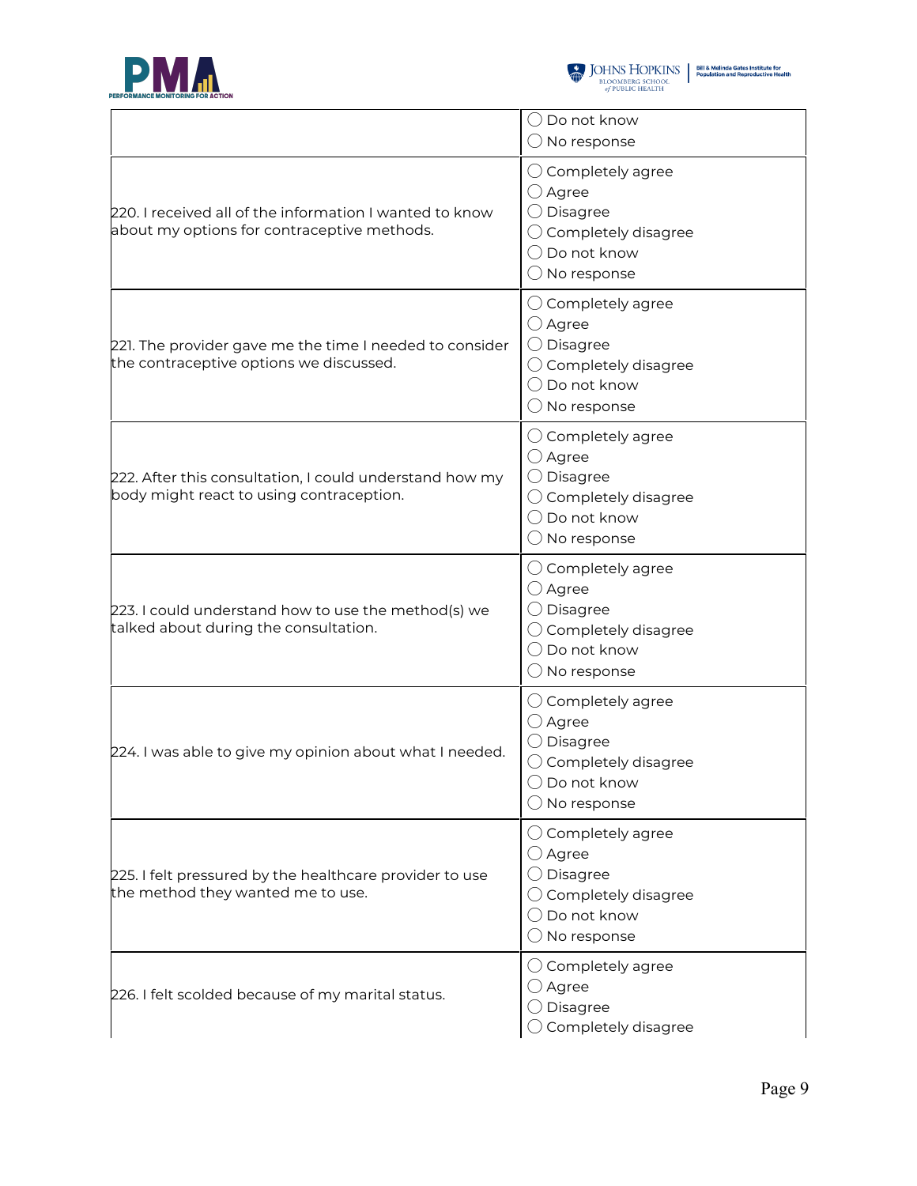| | |
|---|---|
| | ◯ Do not know<br>◯ No response |
| 220. I received all of the information I wanted to know about my options for contraceptive methods. | ◯ Completely agree<br>◯ Agree<br>◯ Disagree<br>◯ Completely disagree<br>◯ Do not know<br>◯ No response |
| 221. The provider gave me the time I needed to consider the contraceptive options we discussed. | ◯ Completely agree<br>◯ Agree<br>◯ Disagree<br>◯ Completely disagree<br>◯ Do not know<br>◯ No response |
| 222. After this consultation, I could understand how my body might react to using contraception. | ◯ Completely agree<br>◯ Agree<br>◯ Disagree<br>◯ Completely disagree<br>◯ Do not know<br>◯ No response |
| 223. I could understand how to use the method(s) we talked about during the consultation. | ◯ Completely agree<br>◯ Agree<br>◯ Disagree<br>◯ Completely disagree<br>◯ Do not know<br>◯ No response |
| 224. I was able to give my opinion about what I needed. | ◯ Completely agree<br>◯ Agree<br>◯ Disagree<br>◯ Completely disagree<br>◯ Do not know<br>◯ No response |
| 225. I felt pressured by the healthcare provider to use the method they wanted me to use. | ◯ Completely agree<br>◯ Agree<br>◯ Disagree<br>◯ Completely disagree<br>◯ Do not know<br>◯ No response |
| 226. I felt scolded because of my marital status. | ◯ Completely agree<br>◯ Agree<br>◯ Disagree<br>◯ Completely disagree |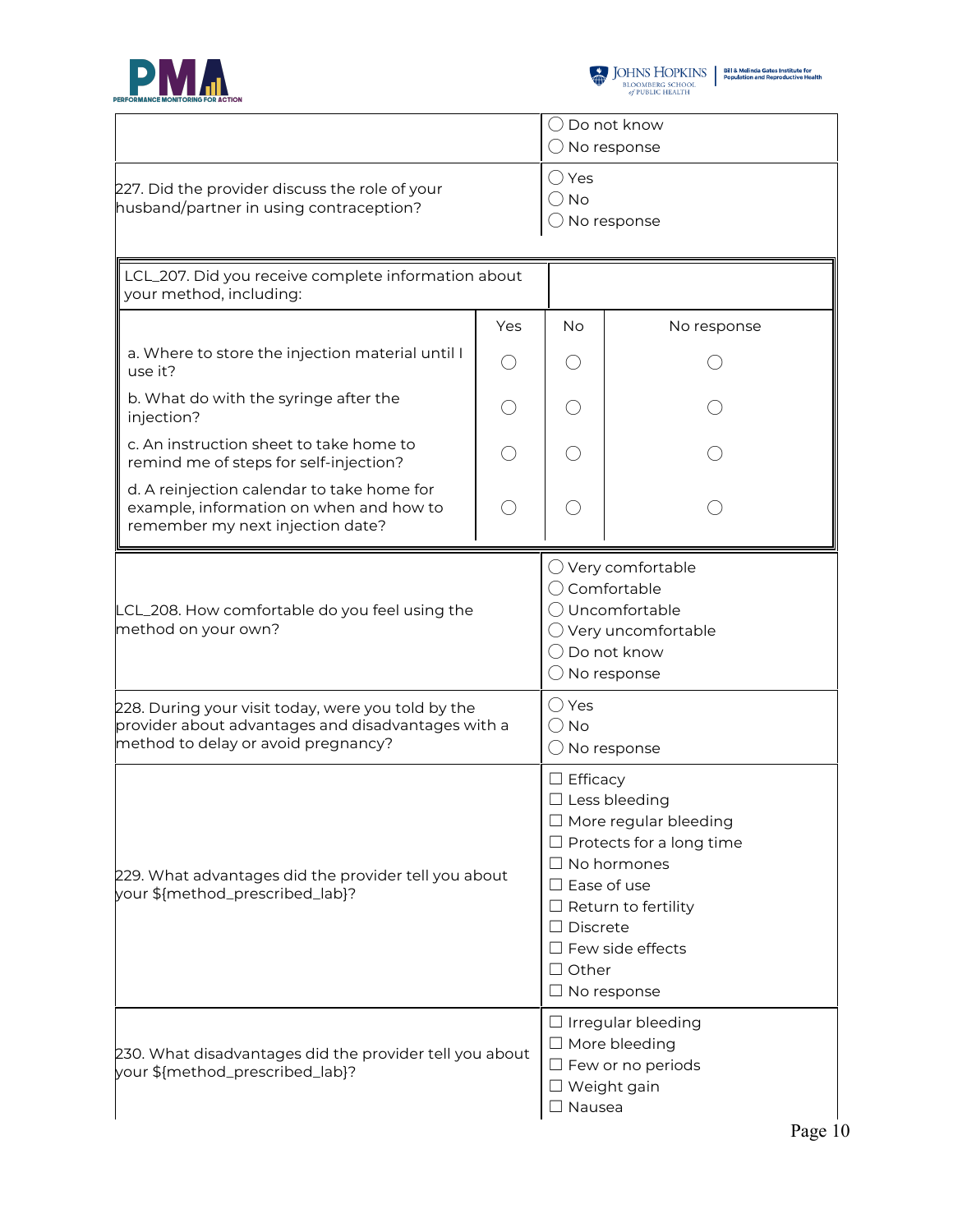| | |
|---|---|
| | ◯ Do not know<br>◯ No response |
| 227. Did the provider discuss the role of your husband/partner in using contraception? | ◯ Yes<br>◯ No<br>◯ No response |

| LCL_207. Did you receive complete information about your method, including: | | | |
|---|---|---|---|
| | Yes | No | No response |
| a. Where to store the injection material until I use it? | ◯ | ◯ | ◯ |
| b. What do with the syringe after the injection? | ◯ | ◯ | ◯ |
| c. An instruction sheet to take home to remind me of steps for self-injection? | ◯ | ◯ | ◯ |
| d. A reinjection calendar to take home for example, information on when and how to remember my next injection date? | ◯ | ◯ | ◯ |

| | |
|---|---|
| LCL_208. How comfortable do you feel using the method on your own? | ◯ Very comfortable<br>◯ Comfortable<br>◯ Uncomfortable<br>◯ Very uncomfortable<br>◯ Do not know<br>◯ No response |
| 228. During your visit today, were you told by the provider about advantages and disadvantages with a method to delay or avoid pregnancy? | ◯ Yes<br>◯ No<br>◯ No response |
| 229. What advantages did the provider tell you about your ${method_prescribed_lab}? | ☐ Efficacy<br>☐ Less bleeding<br>☐ More regular bleeding<br>☐ Protects for a long time<br>☐ No hormones<br>☐ Ease of use<br>☐ Return to fertility<br>☐ Discrete<br>☐ Few side effects<br>☐ Other<br>☐ No response |
| 230. What disadvantages did the provider tell you about your ${method_prescribed_lab}? | ☐ Irregular bleeding<br>☐ More bleeding<br>☐ Few or no periods<br>☐ Weight gain<br>☐ Nausea |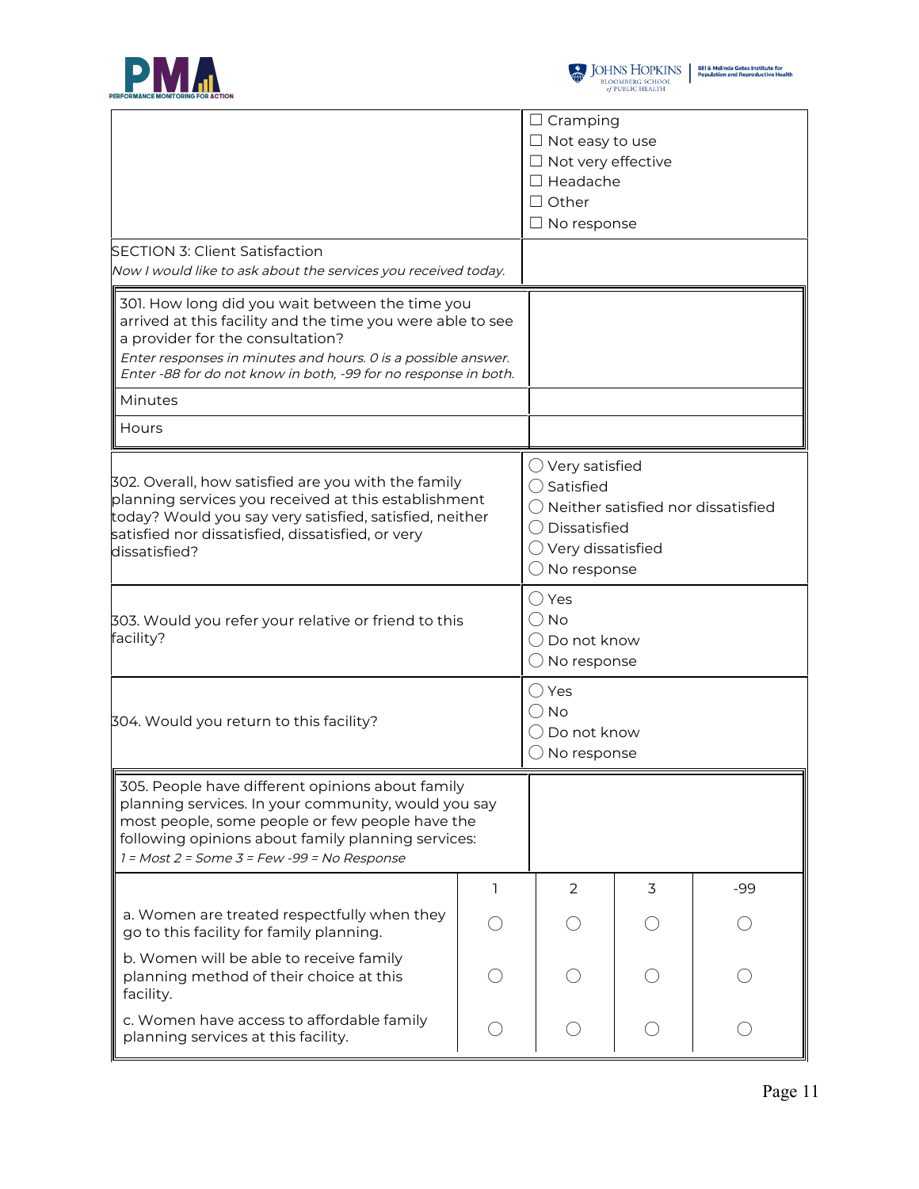| | |
|---|---|
| | ☐ Cramping<br>☐ Not easy to use<br>☐ Not very effective<br>☐ Headache<br>☐ Other<br>☐ No response |
| SECTION 3: Client Satisfaction<br>*Now I would like to ask about the services you received today.* | |

| | |
|---|---|
| 301. How long did you wait between the time you arrived at this facility and the time you were able to see a provider for the consultation?<br>*Enter responses in minutes and hours. 0 is a possible answer. Enter -88 for do not know in both, -99 for no response in both.* | |
| Minutes | |
| Hours | |

| | |
|---|---|
| 302. Overall, how satisfied are you with the family planning services you received at this establishment today? Would you say very satisfied, satisfied, neither satisfied nor dissatisfied, dissatisfied, or very dissatisfied? | ◯ Very satisfied<br>◯ Satisfied<br>◯ Neither satisfied nor dissatisfied<br>◯ Dissatisfied<br>◯ Very dissatisfied<br>◯ No response |
| 303. Would you refer your relative or friend to this facility? | ◯ Yes<br>◯ No<br>◯ Do not know<br>◯ No response |
| 304. Would you return to this facility? | ◯ Yes<br>◯ No<br>◯ Do not know<br>◯ No response |

305. People have different opinions about family planning services. In your community, would you say most people, some people or few people have the following opinions about family planning services:
*1 = Most 2 = Some 3 = Few -99 = No Response*

| | 1 | 2 | 3 | -99 |
|---|---|---|---|---|
| a. Women are treated respectfully when they go to this facility for family planning. | ◯ | ◯ | ◯ | ◯ |
| b. Women will be able to receive family planning method of their choice at this facility. | ◯ | ◯ | ◯ | ◯ |
| c. Women have access to affordable family planning services at this facility. | ◯ | ◯ | ◯ | ◯ |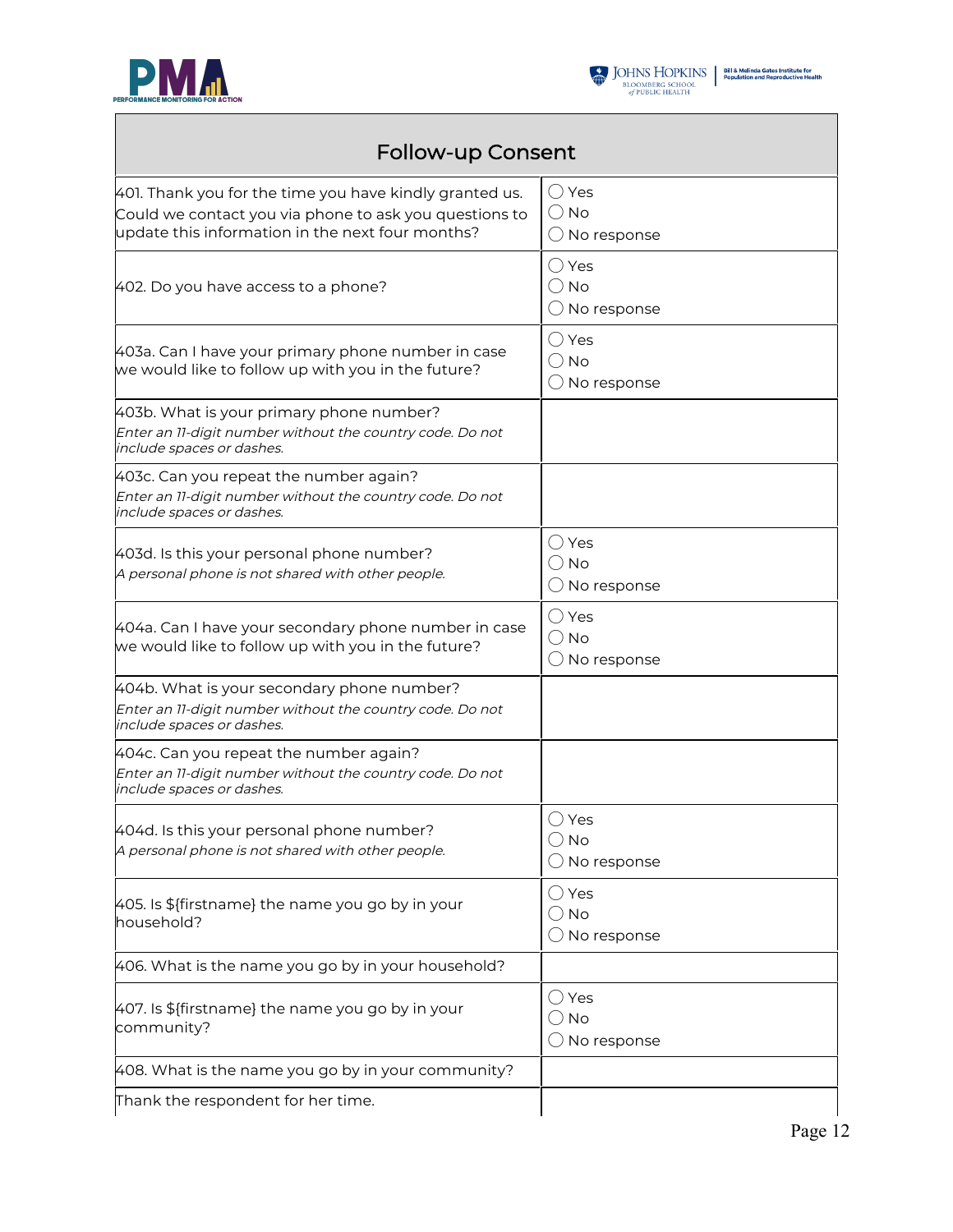| Follow-up Consent | |
|---|---|
| 401. Thank you for the time you have kindly granted us. Could we contact you via phone to ask you questions to update this information in the next four months? | ◯ Yes<br>◯ No<br>◯ No response |
| 402. Do you have access to a phone? | ◯ Yes<br>◯ No<br>◯ No response |
| 403a. Can I have your primary phone number in case we would like to follow up with you in the future? | ◯ Yes<br>◯ No<br>◯ No response |
| 403b. What is your primary phone number?<br>*Enter an 11-digit number without the country code. Do not include spaces or dashes.* | |
| 403c. Can you repeat the number again?<br>*Enter an 11-digit number without the country code. Do not include spaces or dashes.* | |
| 403d. Is this your personal phone number?<br>*A personal phone is not shared with other people.* | ◯ Yes<br>◯ No<br>◯ No response |
| 404a. Can I have your secondary phone number in case we would like to follow up with you in the future? | ◯ Yes<br>◯ No<br>◯ No response |
| 404b. What is your secondary phone number?<br>*Enter an 11-digit number without the country code. Do not include spaces or dashes.* | |
| 404c. Can you repeat the number again?<br>*Enter an 11-digit number without the country code. Do not include spaces or dashes.* | |
| 404d. Is this your personal phone number?<br>*A personal phone is not shared with other people.* | ◯ Yes<br>◯ No<br>◯ No response |
| 405. Is ${firstname} the name you go by in your household? | ◯ Yes<br>◯ No<br>◯ No response |
| 406. What is the name you go by in your household? | |
| 407. Is ${firstname} the name you go by in your community? | ◯ Yes<br>◯ No<br>◯ No response |
| 408. What is the name you go by in your community? | |
| Thank the respondent for her time. | |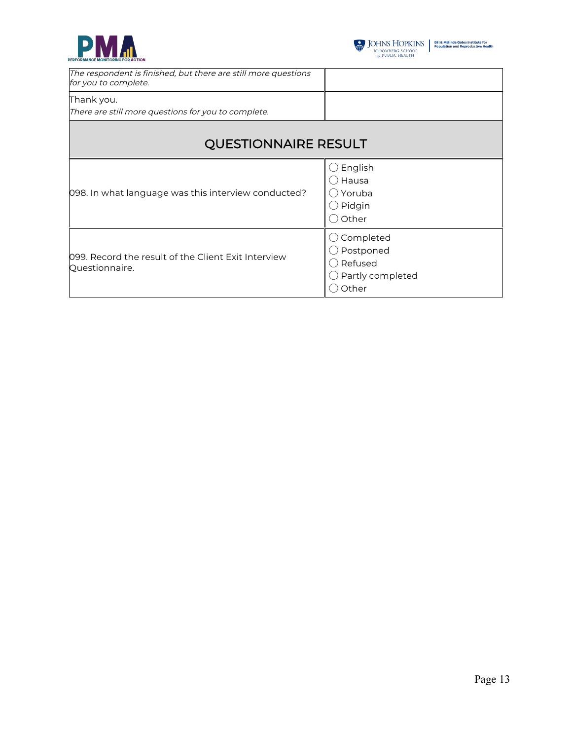| | |
|---|---|
| *The respondent is finished, but there are still more questions for you to complete.* | |
| Thank you.<br>*There are still more questions for you to complete.* | |

## QUESTIONNAIRE RESULT

| | |
|---|---|
| 098. In what language was this interview conducted? | ◯ English<br>◯ Hausa<br>◯ Yoruba<br>◯ Pidgin<br>◯ Other |
| 099. Record the result of the Client Exit Interview Questionnaire. | ◯ Completed<br>◯ Postponed<br>◯ Refused<br>◯ Partly completed<br>◯ Other |